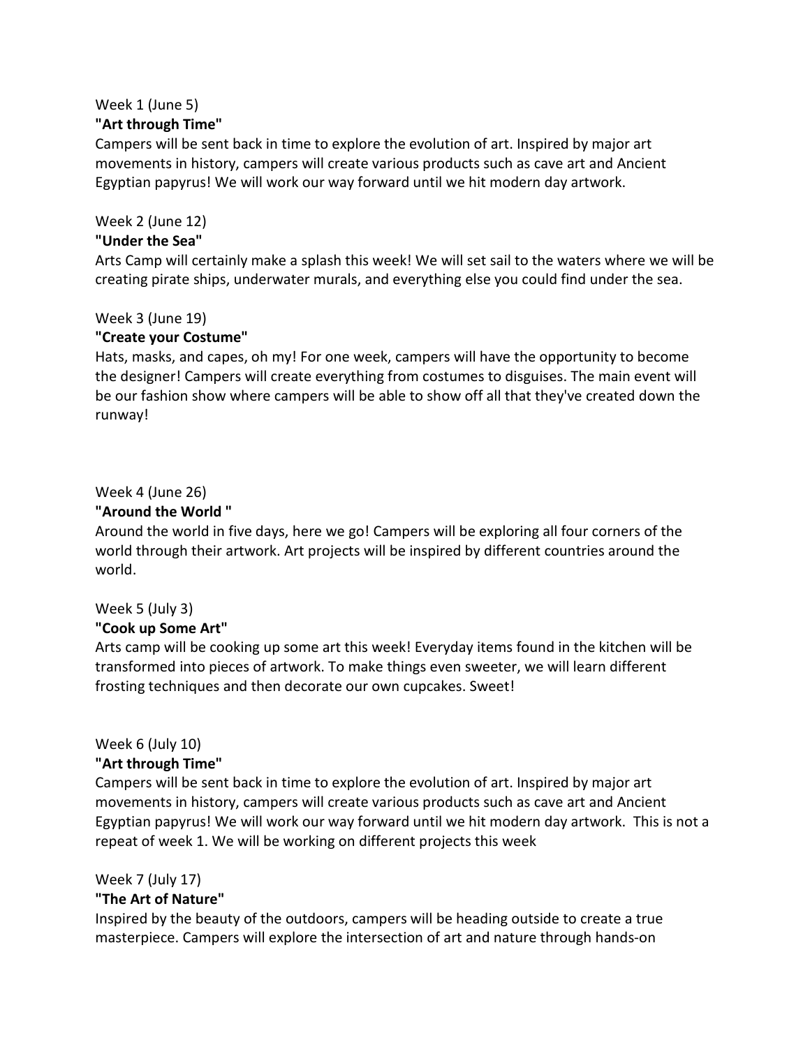Week 1 (June 5)

**"Art through Time"**

Campers will be sent back in time to explore the evolution of art. Inspired by major art movements in history, campers will create various products such as cave art and Ancient Egyptian papyrus! We will work our way forward until we hit modern day artwork.

Week 2 (June 12)

**"Under the Sea"**

Arts Camp will certainly make a splash this week! We will set sail to the waters where we will be creating pirate ships, underwater murals, and everything else you could find under the sea.

Week 3 (June 19)

**"Create your Costume"**

Hats, masks, and capes, oh my! For one week, campers will have the opportunity to become the designer! Campers will create everything from costumes to disguises. The main event will be our fashion show where campers will be able to show off all that they've created down the runway!

Week 4 (June 26)

**"Around the World "**

Around the world in five days, here we go! Campers will be exploring all four corners of the world through their artwork. Art projects will be inspired by different countries around the world.

Week 5 (July 3)

**"Cook up Some Art"**

Arts camp will be cooking up some art this week! Everyday items found in the kitchen will be transformed into pieces of artwork. To make things even sweeter, we will learn different frosting techniques and then decorate our own cupcakes. Sweet!

Week 6 (July 10)

**"Art through Time"**

Campers will be sent back in time to explore the evolution of art. Inspired by major art movements in history, campers will create various products such as cave art and Ancient Egyptian papyrus! We will work our way forward until we hit modern day artwork. This is not a repeat of week 1. We will be working on different projects this week

Week 7 (July 17)

**"The Art of Nature"**

Inspired by the beauty of the outdoors, campers will be heading outside to create a true masterpiece. Campers will explore the intersection of art and nature through hands-on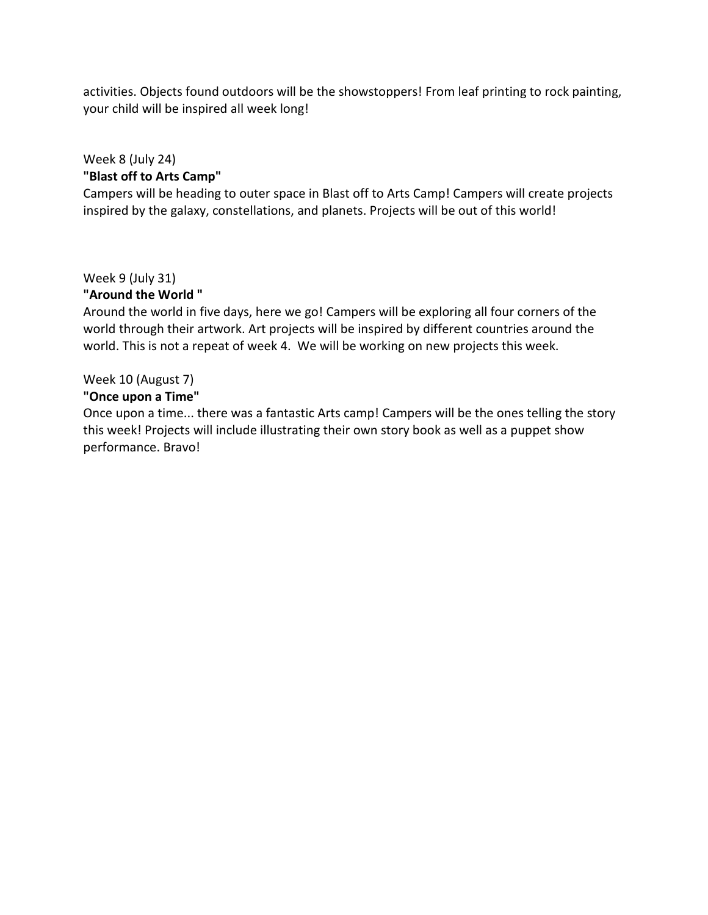activities. Objects found outdoors will be the showstoppers! From leaf printing to rock painting, your child will be inspired all week long!

Week 8 (July 24)
**"Blast off to Arts Camp"**
Campers will be heading to outer space in Blast off to Arts Camp! Campers will create projects inspired by the galaxy, constellations, and planets. Projects will be out of this world!

Week 9 (July 31)
**"Around the World "**
Around the world in five days, here we go! Campers will be exploring all four corners of the world through their artwork. Art projects will be inspired by different countries around the world. This is not a repeat of week 4. We will be working on new projects this week.

Week 10 (August 7)
**"Once upon a Time"**
Once upon a time... there was a fantastic Arts camp! Campers will be the ones telling the story this week! Projects will include illustrating their own story book as well as a puppet show performance. Bravo!